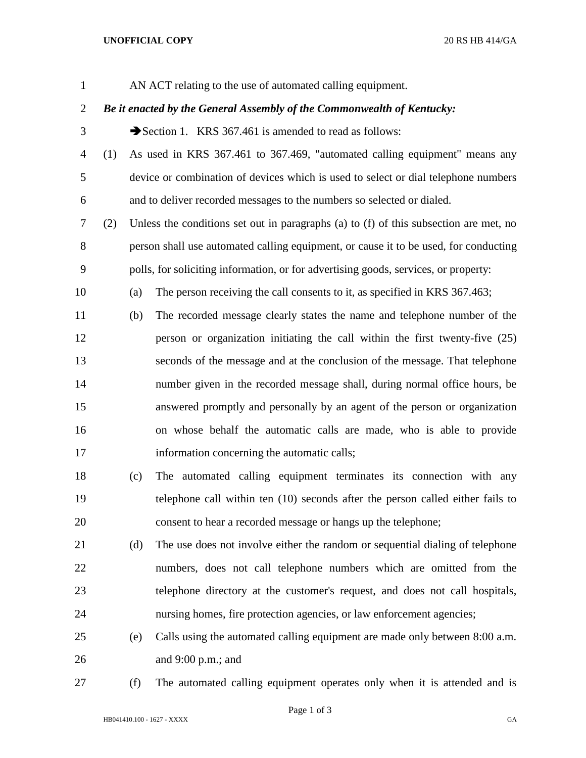AN ACT relating to the use of automated calling equipment.

***Be it enacted by the General Assembly of the Commonwealth of Kentucky:***

➔Section 1. KRS 367.461 is amended to read as follows:

(1) As used in KRS 367.461 to 367.469, "automated calling equipment" means any device or combination of devices which is used to select or dial telephone numbers and to deliver recorded messages to the numbers so selected or dialed.

(2) Unless the conditions set out in paragraphs (a) to (f) of this subsection are met, no person shall use automated calling equipment, or cause it to be used, for conducting polls, for soliciting information, or for advertising goods, services, or property:

(a) The person receiving the call consents to it, as specified in KRS 367.463;

(b) The recorded message clearly states the name and telephone number of the person or organization initiating the call within the first twenty-five (25) seconds of the message and at the conclusion of the message. That telephone number given in the recorded message shall, during normal office hours, be answered promptly and personally by an agent of the person or organization on whose behalf the automatic calls are made, who is able to provide information concerning the automatic calls;

(c) The automated calling equipment terminates its connection with any telephone call within ten (10) seconds after the person called either fails to consent to hear a recorded message or hangs up the telephone;

(d) The use does not involve either the random or sequential dialing of telephone numbers, does not call telephone numbers which are omitted from the telephone directory at the customer's request, and does not call hospitals, nursing homes, fire protection agencies, or law enforcement agencies;

(e) Calls using the automated calling equipment are made only between 8:00 a.m. and 9:00 p.m.; and

(f) The automated calling equipment operates only when it is attended and is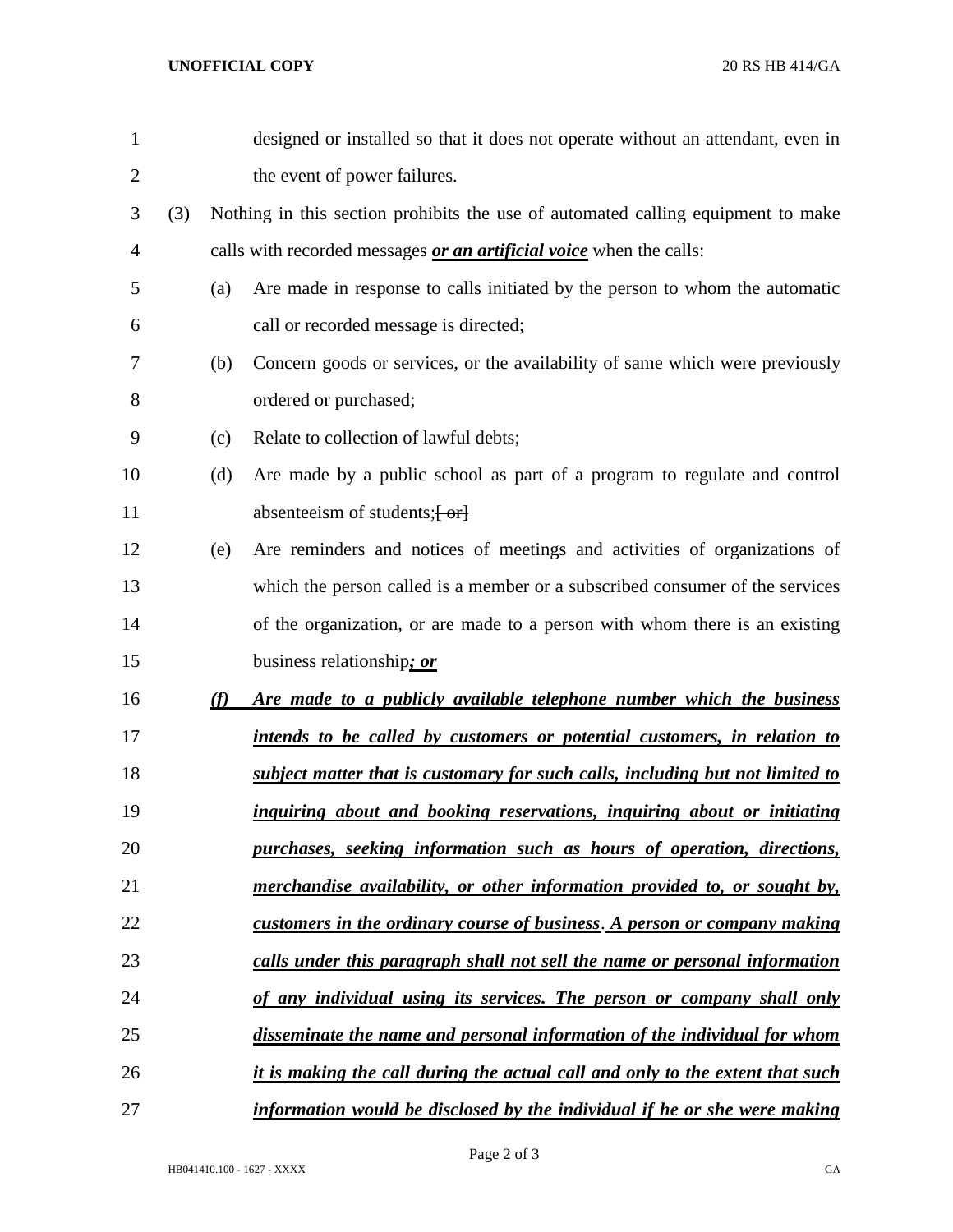designed or installed so that it does not operate without an attendant, even in the event of power failures.

(3) Nothing in this section prohibits the use of automated calling equipment to make calls with recorded messages ***or an artificial voice*** when the calls:

(a) Are made in response to calls initiated by the person to whom the automatic call or recorded message is directed;

(b) Concern goods or services, or the availability of same which were previously ordered or purchased;

(c) Relate to collection of lawful debts;

(d) Are made by a public school as part of a program to regulate and control absenteeism of students;[ or]

(e) Are reminders and notices of meetings and activities of organizations of which the person called is a member or a subscribed consumer of the services of the organization, or are made to a person with whom there is an existing business relationship***; or***

***(f) Are made to a publicly available telephone number which the business intends to be called by customers or potential customers, in relation to subject matter that is customary for such calls, including but not limited to inquiring about and booking reservations, inquiring about or initiating purchases, seeking information such as hours of operation, directions, merchandise availability, or other information provided to, or sought by, customers in the ordinary course of business. A person or company making calls under this paragraph shall not sell the name or personal information of any individual using its services. The person or company shall only disseminate the name and personal information of the individual for whom it is making the call during the actual call and only to the extent that such information would be disclosed by the individual if he or she were making***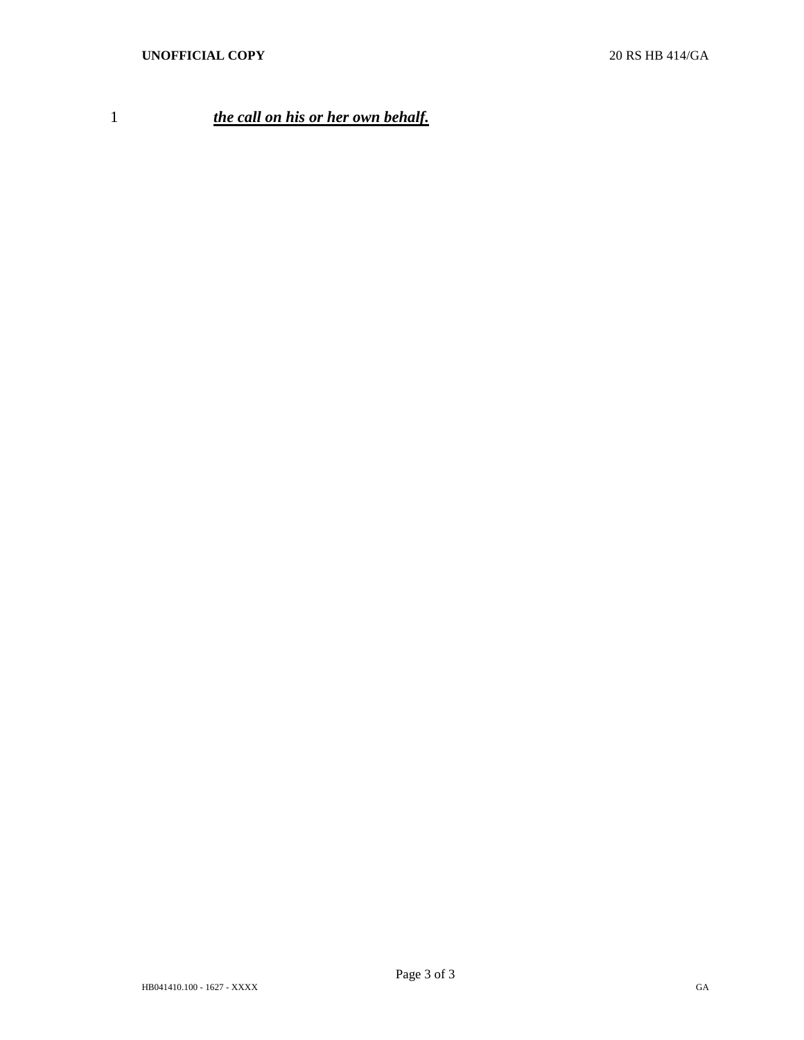1 ***the call on his or her own behalf.***